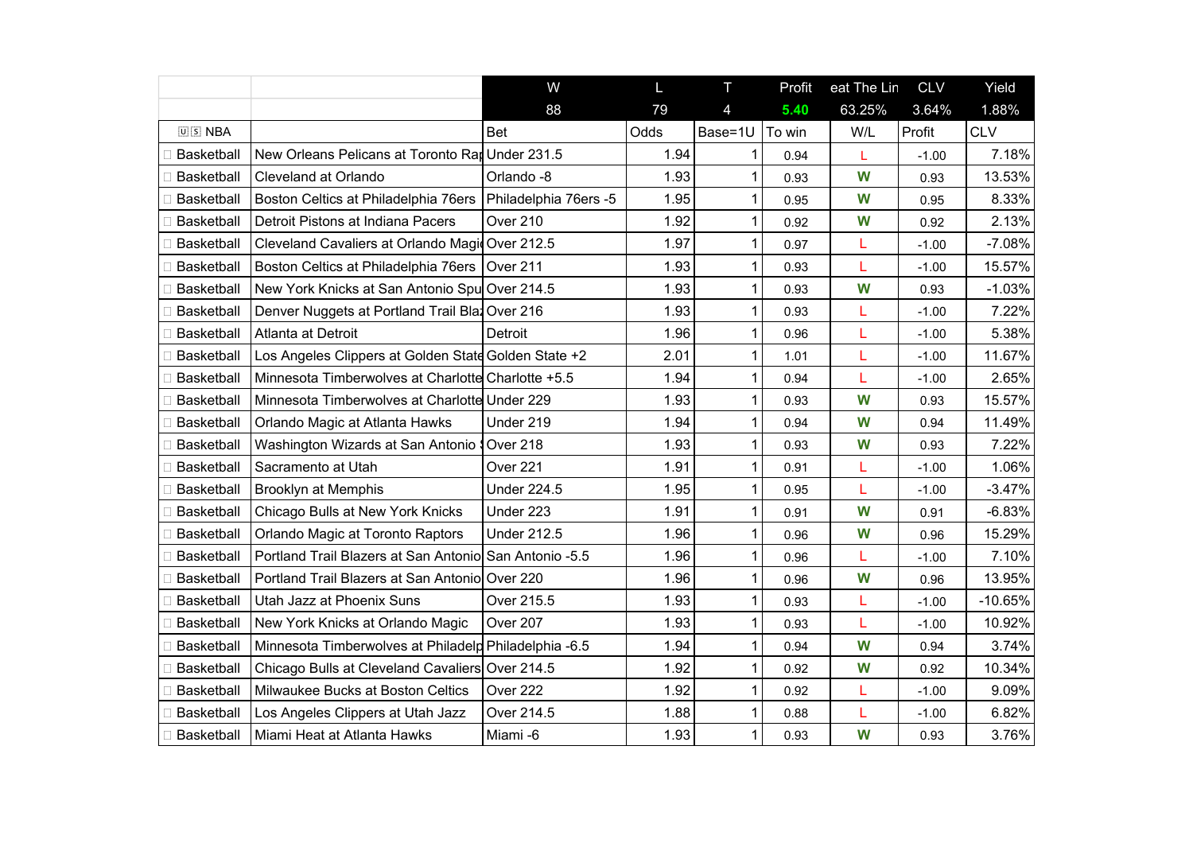| | | W | L | T | Profit | eat The Lin | CLV | Yield |
|---|---|---|---|---|---|---|---|---|
| | | 88 | 79 | 4 | 5.40 | 63.25% | 3.64% | 1.88% |
| 🇺🇸 NBA | | Bet | Odds | Base=1U | To win | W/L | Profit | CLV |
| Basketball | New Orleans Pelicans at Toronto Raj | Under 231.5 | 1.94 | 1 | 0.94 | L | -1.00 | 7.18% |
| Basketball | Cleveland at Orlando | Orlando -8 | 1.93 | 1 | 0.93 | W | 0.93 | 13.53% |
| Basketball | Boston Celtics at Philadelphia 76ers | Philadelphia 76ers -5 | 1.95 | 1 | 0.95 | W | 0.95 | 8.33% |
| Basketball | Detroit Pistons at Indiana Pacers | Over 210 | 1.92 | 1 | 0.92 | W | 0.92 | 2.13% |
| Basketball | Cleveland Cavaliers at Orlando Magi | Over 212.5 | 1.97 | 1 | 0.97 | L | -1.00 | -7.08% |
| Basketball | Boston Celtics at Philadelphia 76ers | Over 211 | 1.93 | 1 | 0.93 | L | -1.00 | 15.57% |
| Basketball | New York Knicks at San Antonio Spu | Over 214.5 | 1.93 | 1 | 0.93 | W | 0.93 | -1.03% |
| Basketball | Denver Nuggets at Portland Trail Bla | Over 216 | 1.93 | 1 | 0.93 | L | -1.00 | 7.22% |
| Basketball | Atlanta at Detroit | Detroit | 1.96 | 1 | 0.96 | L | -1.00 | 5.38% |
| Basketball | Los Angeles Clippers at Golden State | Golden State +2 | 2.01 | 1 | 1.01 | L | -1.00 | 11.67% |
| Basketball | Minnesota Timberwolves at Charlotte | Charlotte +5.5 | 1.94 | 1 | 0.94 | L | -1.00 | 2.65% |
| Basketball | Minnesota Timberwolves at Charlotte | Under 229 | 1.93 | 1 | 0.93 | W | 0.93 | 15.57% |
| Basketball | Orlando Magic at Atlanta Hawks | Under 219 | 1.94 | 1 | 0.94 | W | 0.94 | 11.49% |
| Basketball | Washington Wizards at San Antonio | Over 218 | 1.93 | 1 | 0.93 | W | 0.93 | 7.22% |
| Basketball | Sacramento at Utah | Over 221 | 1.91 | 1 | 0.91 | L | -1.00 | 1.06% |
| Basketball | Brooklyn at Memphis | Under 224.5 | 1.95 | 1 | 0.95 | L | -1.00 | -3.47% |
| Basketball | Chicago Bulls at New York Knicks | Under 223 | 1.91 | 1 | 0.91 | W | 0.91 | -6.83% |
| Basketball | Orlando Magic at Toronto Raptors | Under 212.5 | 1.96 | 1 | 0.96 | W | 0.96 | 15.29% |
| Basketball | Portland Trail Blazers at San Antonio | San Antonio -5.5 | 1.96 | 1 | 0.96 | L | -1.00 | 7.10% |
| Basketball | Portland Trail Blazers at San Antonio | Over 220 | 1.96 | 1 | 0.96 | W | 0.96 | 13.95% |
| Basketball | Utah Jazz at Phoenix Suns | Over 215.5 | 1.93 | 1 | 0.93 | L | -1.00 | -10.65% |
| Basketball | New York Knicks at Orlando Magic | Over 207 | 1.93 | 1 | 0.93 | L | -1.00 | 10.92% |
| Basketball | Minnesota Timberwolves at Philadelp | Philadelphia -6.5 | 1.94 | 1 | 0.94 | W | 0.94 | 3.74% |
| Basketball | Chicago Bulls at Cleveland Cavaliers | Over 214.5 | 1.92 | 1 | 0.92 | W | 0.92 | 10.34% |
| Basketball | Milwaukee Bucks at Boston Celtics | Over 222 | 1.92 | 1 | 0.92 | L | -1.00 | 9.09% |
| Basketball | Los Angeles Clippers at Utah Jazz | Over 214.5 | 1.88 | 1 | 0.88 | L | -1.00 | 6.82% |
| Basketball | Miami Heat at Atlanta Hawks | Miami -6 | 1.93 | 1 | 0.93 | W | 0.93 | 3.76% |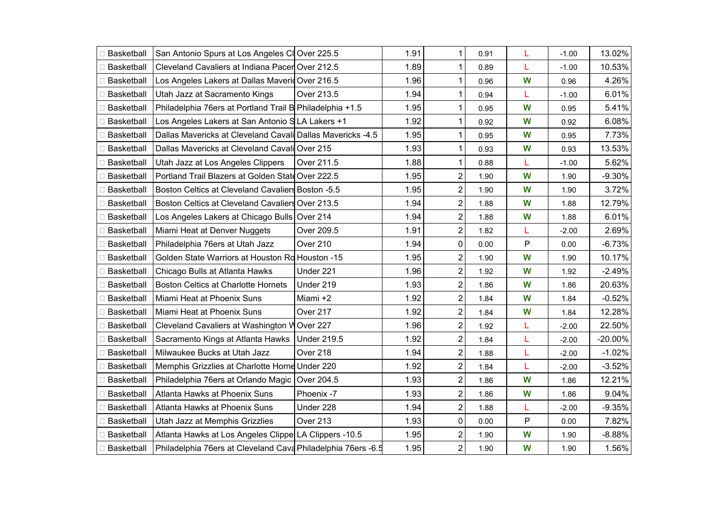| | | | | | | | | |
|---|---|---|---|---|---|---|---|---|
| Basketball | San Antonio Spurs at Los Angeles Cl | Over 225.5 | 1.91 | 1 | 0.91 | L | -1.00 | 13.02% |
| Basketball | Cleveland Cavaliers at Indiana Pacer | Over 212.5 | 1.89 | 1 | 0.89 | L | -1.00 | 10.53% |
| Basketball | Los Angeles Lakers at Dallas Maveric | Over 216.5 | 1.96 | 1 | 0.96 | W | 0.96 | 4.26% |
| Basketball | Utah Jazz at Sacramento Kings | Over 213.5 | 1.94 | 1 | 0.94 | L | -1.00 | 6.01% |
| Basketball | Philadelphia 76ers at Portland Trail B | Philadelphia +1.5 | 1.95 | 1 | 0.95 | W | 0.95 | 5.41% |
| Basketball | Los Angeles Lakers at San Antonio S | LA Lakers +1 | 1.92 | 1 | 0.92 | W | 0.92 | 6.08% |
| Basketball | Dallas Mavericks at Cleveland Cavali | Dallas Mavericks -4.5 | 1.95 | 1 | 0.95 | W | 0.95 | 7.73% |
| Basketball | Dallas Mavericks at Cleveland Cavali | Over 215 | 1.93 | 1 | 0.93 | W | 0.93 | 13.53% |
| Basketball | Utah Jazz at Los Angeles Clippers | Over 211.5 | 1.88 | 1 | 0.88 | L | -1.00 | 5.62% |
| Basketball | Portland Trail Blazers at Golden State | Over 222.5 | 1.95 | 2 | 1.90 | W | 1.90 | -9.30% |
| Basketball | Boston Celtics at Cleveland Cavaliers | Boston -5.5 | 1.95 | 2 | 1.90 | W | 1.90 | 3.72% |
| Basketball | Boston Celtics at Cleveland Cavaliers | Over 213.5 | 1.94 | 2 | 1.88 | W | 1.88 | 12.79% |
| Basketball | Los Angeles Lakers at Chicago Bulls | Over 214 | 1.94 | 2 | 1.88 | W | 1.88 | 6.01% |
| Basketball | Miami Heat at Denver Nuggets | Over 209.5 | 1.91 | 2 | 1.82 | L | -2.00 | 2.69% |
| Basketball | Philadelphia 76ers at Utah Jazz | Over 210 | 1.94 | 0 | 0.00 | P | 0.00 | -6.73% |
| Basketball | Golden State Warriors at Houston Ro | Houston -15 | 1.95 | 2 | 1.90 | W | 1.90 | 10.17% |
| Basketball | Chicago Bulls at Atlanta Hawks | Under 221 | 1.96 | 2 | 1.92 | W | 1.92 | -2.49% |
| Basketball | Boston Celtics at Charlotte Hornets | Under 219 | 1.93 | 2 | 1.86 | W | 1.86 | 20.63% |
| Basketball | Miami Heat at Phoenix Suns | Miami +2 | 1.92 | 2 | 1.84 | W | 1.84 | -0.52% |
| Basketball | Miami Heat at Phoenix Suns | Over 217 | 1.92 | 2 | 1.84 | W | 1.84 | 12.28% |
| Basketball | Cleveland Cavaliers at Washington W | Over 227 | 1.96 | 2 | 1.92 | L | -2.00 | 22.50% |
| Basketball | Sacramento Kings at Atlanta Hawks | Under 219.5 | 1.92 | 2 | 1.84 | L | -2.00 | -20.00% |
| Basketball | Milwaukee Bucks at Utah Jazz | Over 218 | 1.94 | 2 | 1.88 | L | -2.00 | -1.02% |
| Basketball | Memphis Grizzlies at Charlotte Horne | Under 220 | 1.92 | 2 | 1.84 | L | -2.00 | -3.52% |
| Basketball | Philadelphia 76ers at Orlando Magic | Over 204.5 | 1.93 | 2 | 1.86 | W | 1.86 | 12.21% |
| Basketball | Atlanta Hawks at Phoenix Suns | Phoenix -7 | 1.93 | 2 | 1.86 | W | 1.86 | 9.04% |
| Basketball | Atlanta Hawks at Phoenix Suns | Under 228 | 1.94 | 2 | 1.88 | L | -2.00 | -9.35% |
| Basketball | Utah Jazz at Memphis Grizzlies | Over 213 | 1.93 | 0 | 0.00 | P | 0.00 | 7.82% |
| Basketball | Atlanta Hawks at Los Angeles Clippe | LA Clippers -10.5 | 1.95 | 2 | 1.90 | W | 1.90 | -8.88% |
| Basketball | Philadelphia 76ers at Cleveland Cava | Philadelphia 76ers -6.5 | 1.95 | 2 | 1.90 | W | 1.90 | 1.56% |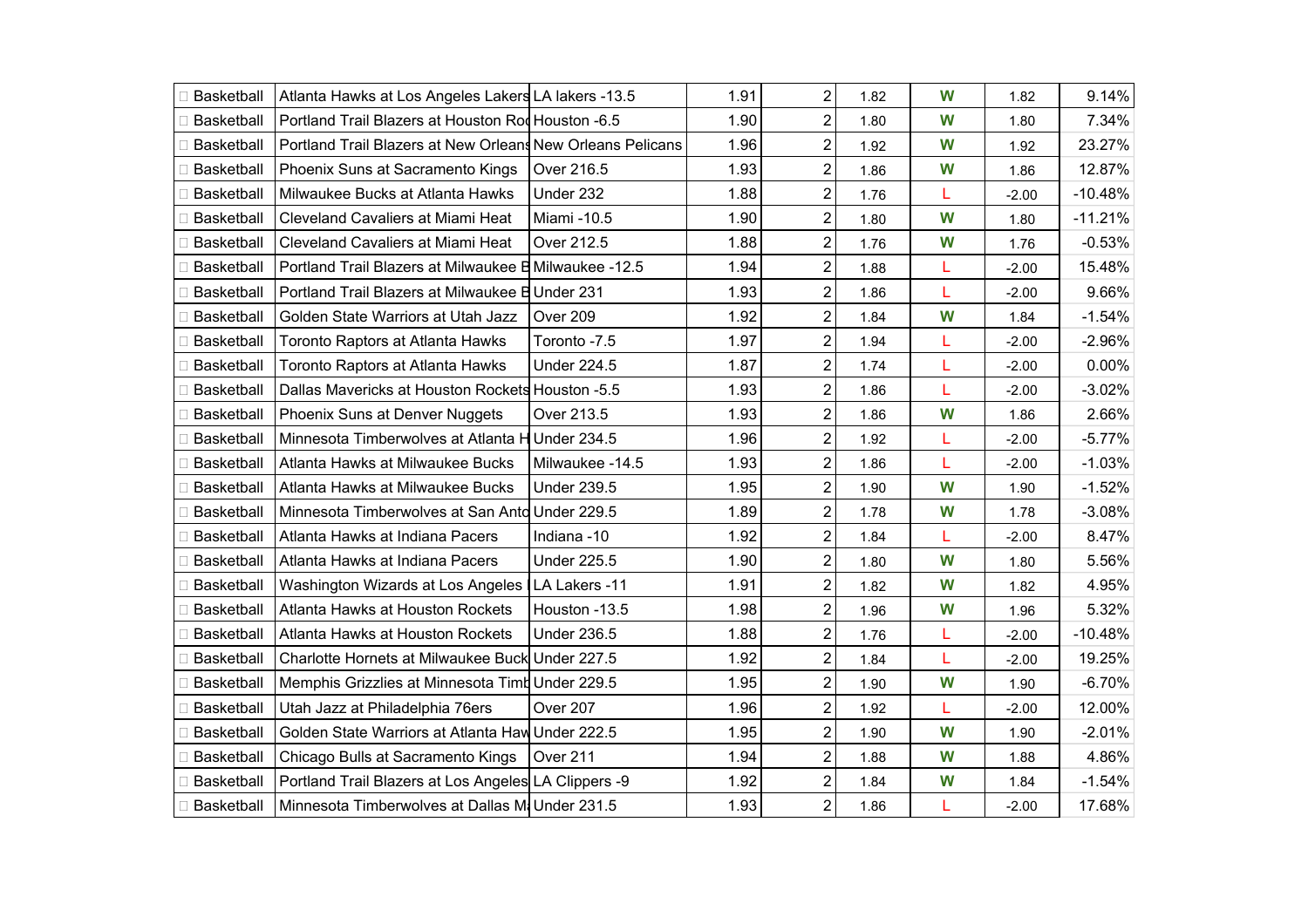| | | | | | | | | |
|---|---|---|---|---|---|---|---|---|
| Basketball | Atlanta Hawks at Los Angeles Lakers | LA lakers -13.5 | 1.91 | 2 | 1.82 | W | 1.82 | 9.14% |
| Basketball | Portland Trail Blazers at Houston Ro | Houston -6.5 | 1.90 | 2 | 1.80 | W | 1.80 | 7.34% |
| Basketball | Portland Trail Blazers at New Orleans | New Orleans Pelicans | 1.96 | 2 | 1.92 | W | 1.92 | 23.27% |
| Basketball | Phoenix Suns at Sacramento Kings | Over 216.5 | 1.93 | 2 | 1.86 | W | 1.86 | 12.87% |
| Basketball | Milwaukee Bucks at Atlanta Hawks | Under 232 | 1.88 | 2 | 1.76 | L | -2.00 | -10.48% |
| Basketball | Cleveland Cavaliers at Miami Heat | Miami -10.5 | 1.90 | 2 | 1.80 | W | 1.80 | -11.21% |
| Basketball | Cleveland Cavaliers at Miami Heat | Over 212.5 | 1.88 | 2 | 1.76 | W | 1.76 | -0.53% |
| Basketball | Portland Trail Blazers at Milwaukee B | Milwaukee -12.5 | 1.94 | 2 | 1.88 | L | -2.00 | 15.48% |
| Basketball | Portland Trail Blazers at Milwaukee B | Under 231 | 1.93 | 2 | 1.86 | L | -2.00 | 9.66% |
| Basketball | Golden State Warriors at Utah Jazz | Over 209 | 1.92 | 2 | 1.84 | W | 1.84 | -1.54% |
| Basketball | Toronto Raptors at Atlanta Hawks | Toronto -7.5 | 1.97 | 2 | 1.94 | L | -2.00 | -2.96% |
| Basketball | Toronto Raptors at Atlanta Hawks | Under 224.5 | 1.87 | 2 | 1.74 | L | -2.00 | 0.00% |
| Basketball | Dallas Mavericks at Houston Rockets | Houston -5.5 | 1.93 | 2 | 1.86 | L | -2.00 | -3.02% |
| Basketball | Phoenix Suns at Denver Nuggets | Over 213.5 | 1.93 | 2 | 1.86 | W | 1.86 | 2.66% |
| Basketball | Minnesota Timberwolves at Atlanta H | Under 234.5 | 1.96 | 2 | 1.92 | L | -2.00 | -5.77% |
| Basketball | Atlanta Hawks at Milwaukee Bucks | Milwaukee -14.5 | 1.93 | 2 | 1.86 | L | -2.00 | -1.03% |
| Basketball | Atlanta Hawks at Milwaukee Bucks | Under 239.5 | 1.95 | 2 | 1.90 | W | 1.90 | -1.52% |
| Basketball | Minnesota Timberwolves at San Anto | Under 229.5 | 1.89 | 2 | 1.78 | W | 1.78 | -3.08% |
| Basketball | Atlanta Hawks at Indiana Pacers | Indiana -10 | 1.92 | 2 | 1.84 | L | -2.00 | 8.47% |
| Basketball | Atlanta Hawks at Indiana Pacers | Under 225.5 | 1.90 | 2 | 1.80 | W | 1.80 | 5.56% |
| Basketball | Washington Wizards at Los Angeles | LA Lakers -11 | 1.91 | 2 | 1.82 | W | 1.82 | 4.95% |
| Basketball | Atlanta Hawks at Houston Rockets | Houston -13.5 | 1.98 | 2 | 1.96 | W | 1.96 | 5.32% |
| Basketball | Atlanta Hawks at Houston Rockets | Under 236.5 | 1.88 | 2 | 1.76 | L | -2.00 | -10.48% |
| Basketball | Charlotte Hornets at Milwaukee Buck | Under 227.5 | 1.92 | 2 | 1.84 | L | -2.00 | 19.25% |
| Basketball | Memphis Grizzlies at Minnesota Timb | Under 229.5 | 1.95 | 2 | 1.90 | W | 1.90 | -6.70% |
| Basketball | Utah Jazz at Philadelphia 76ers | Over 207 | 1.96 | 2 | 1.92 | L | -2.00 | 12.00% |
| Basketball | Golden State Warriors at Atlanta Haw | Under 222.5 | 1.95 | 2 | 1.90 | W | 1.90 | -2.01% |
| Basketball | Chicago Bulls at Sacramento Kings | Over 211 | 1.94 | 2 | 1.88 | W | 1.88 | 4.86% |
| Basketball | Portland Trail Blazers at Los Angeles | LA Clippers -9 | 1.92 | 2 | 1.84 | W | 1.84 | -1.54% |
| Basketball | Minnesota Timberwolves at Dallas M | Under 231.5 | 1.93 | 2 | 1.86 | L | -2.00 | 17.68% |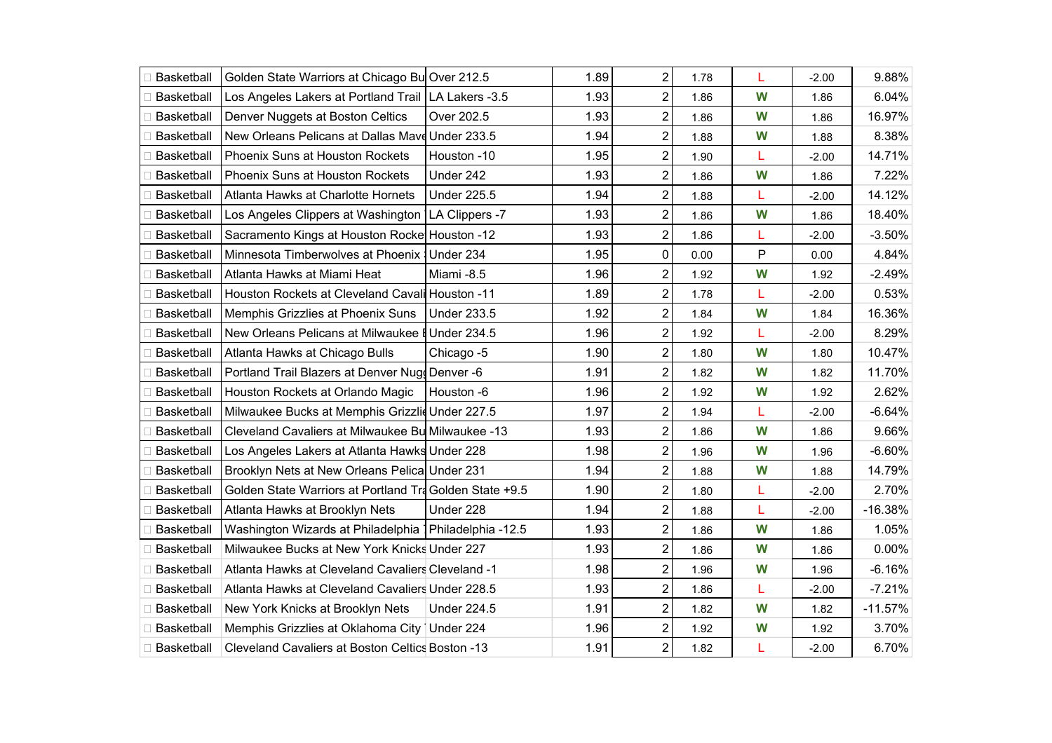| | | | | | | | | |
|---|---|---|---|---|---|---|---|---|
| Basketball | Golden State Warriors at Chicago Bu | Over 212.5 | 1.89 | 2 | 1.78 | L | -2.00 | 9.88% |
| Basketball | Los Angeles Lakers at Portland Trail | LA Lakers -3.5 | 1.93 | 2 | 1.86 | W | 1.86 | 6.04% |
| Basketball | Denver Nuggets at Boston Celtics | Over 202.5 | 1.93 | 2 | 1.86 | W | 1.86 | 16.97% |
| Basketball | New Orleans Pelicans at Dallas Mave | Under 233.5 | 1.94 | 2 | 1.88 | W | 1.88 | 8.38% |
| Basketball | Phoenix Suns at Houston Rockets | Houston -10 | 1.95 | 2 | 1.90 | L | -2.00 | 14.71% |
| Basketball | Phoenix Suns at Houston Rockets | Under 242 | 1.93 | 2 | 1.86 | W | 1.86 | 7.22% |
| Basketball | Atlanta Hawks at Charlotte Hornets | Under 225.5 | 1.94 | 2 | 1.88 | L | -2.00 | 14.12% |
| Basketball | Los Angeles Clippers at Washington | LA Clippers -7 | 1.93 | 2 | 1.86 | W | 1.86 | 18.40% |
| Basketball | Sacramento Kings at Houston Rocke | Houston -12 | 1.93 | 2 | 1.86 | L | -2.00 | -3.50% |
| Basketball | Minnesota Timberwolves at Phoenix | Under 234 | 1.95 | 0 | 0.00 | P | 0.00 | 4.84% |
| Basketball | Atlanta Hawks at Miami Heat | Miami -8.5 | 1.96 | 2 | 1.92 | W | 1.92 | -2.49% |
| Basketball | Houston Rockets at Cleveland Cavali | Houston -11 | 1.89 | 2 | 1.78 | L | -2.00 | 0.53% |
| Basketball | Memphis Grizzlies at Phoenix Suns | Under 233.5 | 1.92 | 2 | 1.84 | W | 1.84 | 16.36% |
| Basketball | New Orleans Pelicans at Milwaukee | Under 234.5 | 1.96 | 2 | 1.92 | L | -2.00 | 8.29% |
| Basketball | Atlanta Hawks at Chicago Bulls | Chicago -5 | 1.90 | 2 | 1.80 | W | 1.80 | 10.47% |
| Basketball | Portland Trail Blazers at Denver Nug | Denver -6 | 1.91 | 2 | 1.82 | W | 1.82 | 11.70% |
| Basketball | Houston Rockets at Orlando Magic | Houston -6 | 1.96 | 2 | 1.92 | W | 1.92 | 2.62% |
| Basketball | Milwaukee Bucks at Memphis Grizzli | Under 227.5 | 1.97 | 2 | 1.94 | L | -2.00 | -6.64% |
| Basketball | Cleveland Cavaliers at Milwaukee Bu | Milwaukee -13 | 1.93 | 2 | 1.86 | W | 1.86 | 9.66% |
| Basketball | Los Angeles Lakers at Atlanta Hawks | Under 228 | 1.98 | 2 | 1.96 | W | 1.96 | -6.60% |
| Basketball | Brooklyn Nets at New Orleans Pelica | Under 231 | 1.94 | 2 | 1.88 | W | 1.88 | 14.79% |
| Basketball | Golden State Warriors at Portland Tr | Golden State +9.5 | 1.90 | 2 | 1.80 | L | -2.00 | 2.70% |
| Basketball | Atlanta Hawks at Brooklyn Nets | Under 228 | 1.94 | 2 | 1.88 | L | -2.00 | -16.38% |
| Basketball | Washington Wizards at Philadelphia | Philadelphia -12.5 | 1.93 | 2 | 1.86 | W | 1.86 | 1.05% |
| Basketball | Milwaukee Bucks at New York Knicks | Under 227 | 1.93 | 2 | 1.86 | W | 1.86 | 0.00% |
| Basketball | Atlanta Hawks at Cleveland Cavaliers | Cleveland -1 | 1.98 | 2 | 1.96 | W | 1.96 | -6.16% |
| Basketball | Atlanta Hawks at Cleveland Cavaliers | Under 228.5 | 1.93 | 2 | 1.86 | L | -2.00 | -7.21% |
| Basketball | New York Knicks at Brooklyn Nets | Under 224.5 | 1.91 | 2 | 1.82 | W | 1.82 | -11.57% |
| Basketball | Memphis Grizzlies at Oklahoma City | Under 224 | 1.96 | 2 | 1.92 | W | 1.92 | 3.70% |
| Basketball | Cleveland Cavaliers at Boston Celtics | Boston -13 | 1.91 | 2 | 1.82 | L | -2.00 | 6.70% |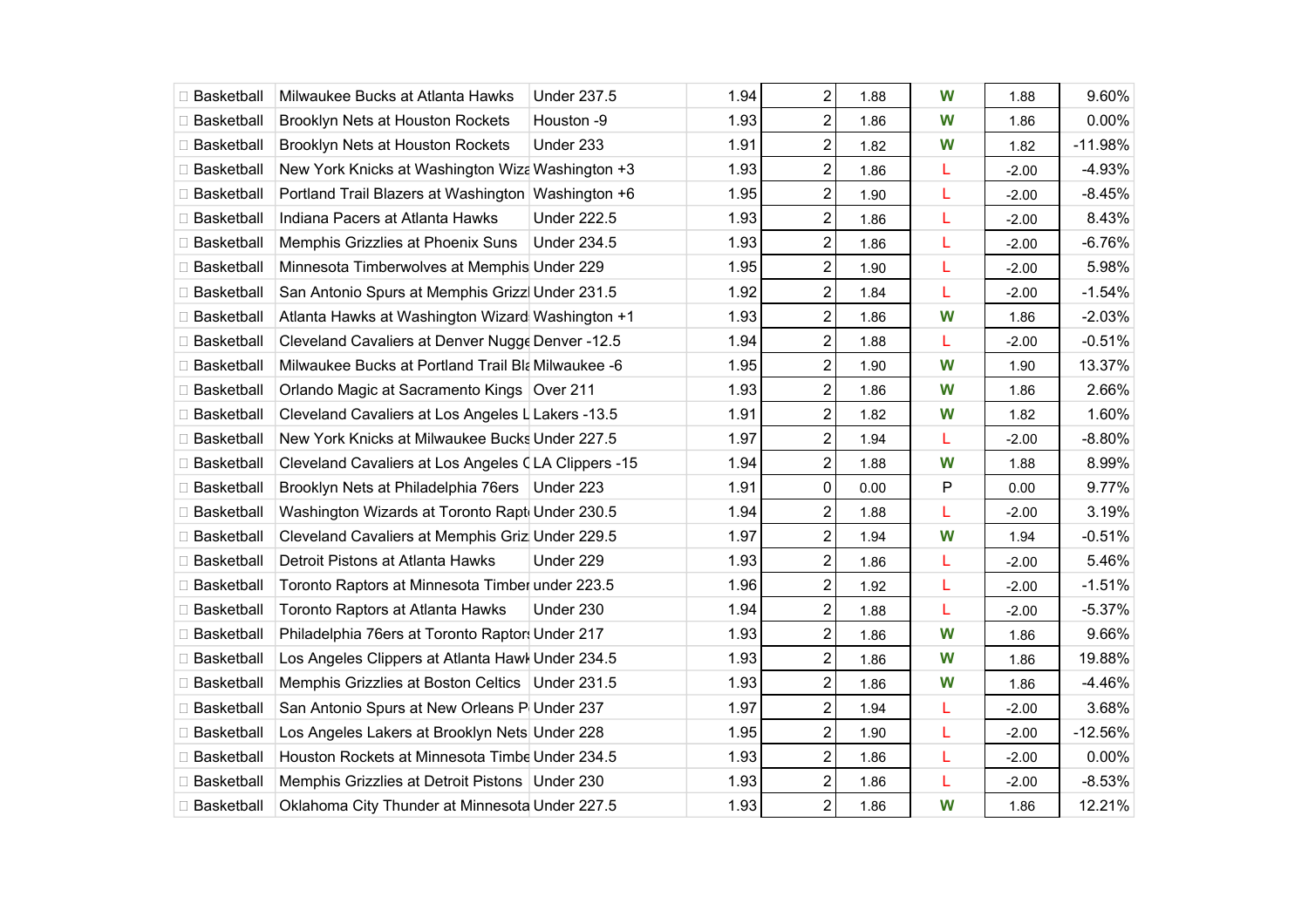| | | | | | | | | |
|---|---|---|---|---|---|---|---|---|
| Basketball | Milwaukee Bucks at Atlanta Hawks | Under 237.5 | 1.94 | 2 | 1.88 | W | 1.88 | 9.60% |
| Basketball | Brooklyn Nets at Houston Rockets | Houston -9 | 1.93 | 2 | 1.86 | W | 1.86 | 0.00% |
| Basketball | Brooklyn Nets at Houston Rockets | Under 233 | 1.91 | 2 | 1.82 | W | 1.82 | -11.98% |
| Basketball | New York Knicks at Washington Wiza | Washington +3 | 1.93 | 2 | 1.86 | L | -2.00 | -4.93% |
| Basketball | Portland Trail Blazers at Washington | Washington +6 | 1.95 | 2 | 1.90 | L | -2.00 | -8.45% |
| Basketball | Indiana Pacers at Atlanta Hawks | Under 222.5 | 1.93 | 2 | 1.86 | L | -2.00 | 8.43% |
| Basketball | Memphis Grizzlies at Phoenix Suns | Under 234.5 | 1.93 | 2 | 1.86 | L | -2.00 | -6.76% |
| Basketball | Minnesota Timberwolves at Memphis | Under 229 | 1.95 | 2 | 1.90 | L | -2.00 | 5.98% |
| Basketball | San Antonio Spurs at Memphis Grizzl | Under 231.5 | 1.92 | 2 | 1.84 | L | -2.00 | -1.54% |
| Basketball | Atlanta Hawks at Washington Wizard | Washington +1 | 1.93 | 2 | 1.86 | W | 1.86 | -2.03% |
| Basketball | Cleveland Cavaliers at Denver Nugge | Denver -12.5 | 1.94 | 2 | 1.88 | L | -2.00 | -0.51% |
| Basketball | Milwaukee Bucks at Portland Trail Bla | Milwaukee -6 | 1.95 | 2 | 1.90 | W | 1.90 | 13.37% |
| Basketball | Orlando Magic at Sacramento Kings | Over 211 | 1.93 | 2 | 1.86 | W | 1.86 | 2.66% |
| Basketball | Cleveland Cavaliers at Los Angeles L | Lakers -13.5 | 1.91 | 2 | 1.82 | W | 1.82 | 1.60% |
| Basketball | New York Knicks at Milwaukee Bucks | Under 227.5 | 1.97 | 2 | 1.94 | L | -2.00 | -8.80% |
| Basketball | Cleveland Cavaliers at Los Angeles C | LA Clippers -15 | 1.94 | 2 | 1.88 | W | 1.88 | 8.99% |
| Basketball | Brooklyn Nets at Philadelphia 76ers | Under 223 | 1.91 | 0 | 0.00 | P | 0.00 | 9.77% |
| Basketball | Washington Wizards at Toronto Rapt | Under 230.5 | 1.94 | 2 | 1.88 | L | -2.00 | 3.19% |
| Basketball | Cleveland Cavaliers at Memphis Griz | Under 229.5 | 1.97 | 2 | 1.94 | W | 1.94 | -0.51% |
| Basketball | Detroit Pistons at Atlanta Hawks | Under 229 | 1.93 | 2 | 1.86 | L | -2.00 | 5.46% |
| Basketball | Toronto Raptors at Minnesota Timber | under 223.5 | 1.96 | 2 | 1.92 | L | -2.00 | -1.51% |
| Basketball | Toronto Raptors at Atlanta Hawks | Under 230 | 1.94 | 2 | 1.88 | L | -2.00 | -5.37% |
| Basketball | Philadelphia 76ers at Toronto Raptors | Under 217 | 1.93 | 2 | 1.86 | W | 1.86 | 9.66% |
| Basketball | Los Angeles Clippers at Atlanta Hawk | Under 234.5 | 1.93 | 2 | 1.86 | W | 1.86 | 19.88% |
| Basketball | Memphis Grizzlies at Boston Celtics | Under 231.5 | 1.93 | 2 | 1.86 | W | 1.86 | -4.46% |
| Basketball | San Antonio Spurs at New Orleans P | Under 237 | 1.97 | 2 | 1.94 | L | -2.00 | 3.68% |
| Basketball | Los Angeles Lakers at Brooklyn Nets | Under 228 | 1.95 | 2 | 1.90 | L | -2.00 | -12.56% |
| Basketball | Houston Rockets at Minnesota Timbe | Under 234.5 | 1.93 | 2 | 1.86 | L | -2.00 | 0.00% |
| Basketball | Memphis Grizzlies at Detroit Pistons | Under 230 | 1.93 | 2 | 1.86 | L | -2.00 | -8.53% |
| Basketball | Oklahoma City Thunder at Minnesota | Under 227.5 | 1.93 | 2 | 1.86 | W | 1.86 | 12.21% |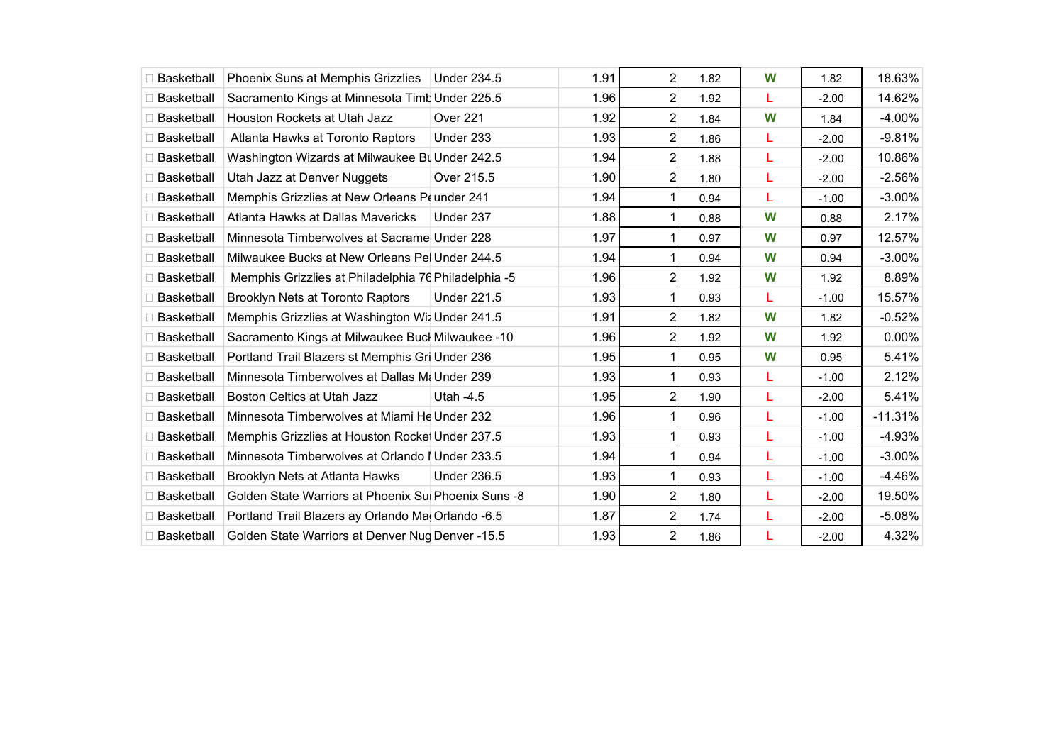| | | | | | | | | |
|---|---|---|---|---|---|---|---|---|
| Basketball | Phoenix Suns at Memphis Grizzlies | Under 234.5 | 1.91 | 2 | 1.82 | W | 1.82 | 18.63% |
| Basketball | Sacramento Kings at Minnesota Timb | Under 225.5 | 1.96 | 2 | 1.92 | L | -2.00 | 14.62% |
| Basketball | Houston Rockets at Utah Jazz | Over 221 | 1.92 | 2 | 1.84 | W | 1.84 | -4.00% |
| Basketball | Atlanta Hawks at Toronto Raptors | Under 233 | 1.93 | 2 | 1.86 | L | -2.00 | -9.81% |
| Basketball | Washington Wizards at Milwaukee Bu | Under 242.5 | 1.94 | 2 | 1.88 | L | -2.00 | 10.86% |
| Basketball | Utah Jazz at Denver Nuggets | Over 215.5 | 1.90 | 2 | 1.80 | L | -2.00 | -2.56% |
| Basketball | Memphis Grizzlies at New Orleans Pe | under 241 | 1.94 | 1 | 0.94 | L | -1.00 | -3.00% |
| Basketball | Atlanta Hawks at Dallas Mavericks | Under 237 | 1.88 | 1 | 0.88 | W | 0.88 | 2.17% |
| Basketball | Minnesota Timberwolves at Sacrame | Under 228 | 1.97 | 1 | 0.97 | W | 0.97 | 12.57% |
| Basketball | Milwaukee Bucks at New Orleans Pel | Under 244.5 | 1.94 | 1 | 0.94 | W | 0.94 | -3.00% |
| Basketball | Memphis Grizzlies at Philadelphia 76 | Philadelphia -5 | 1.96 | 2 | 1.92 | W | 1.92 | 8.89% |
| Basketball | Brooklyn Nets at Toronto Raptors | Under 221.5 | 1.93 | 1 | 0.93 | L | -1.00 | 15.57% |
| Basketball | Memphis Grizzlies at Washington Wiz | Under 241.5 | 1.91 | 2 | 1.82 | W | 1.82 | -0.52% |
| Basketball | Sacramento Kings at Milwaukee Buck | Milwaukee -10 | 1.96 | 2 | 1.92 | W | 1.92 | 0.00% |
| Basketball | Portland Trail Blazers st Memphis Gri | Under 236 | 1.95 | 1 | 0.95 | W | 0.95 | 5.41% |
| Basketball | Minnesota Timberwolves at Dallas Ma | Under 239 | 1.93 | 1 | 0.93 | L | -1.00 | 2.12% |
| Basketball | Boston Celtics at Utah Jazz | Utah -4.5 | 1.95 | 2 | 1.90 | L | -2.00 | 5.41% |
| Basketball | Minnesota Timberwolves at Miami He | Under 232 | 1.96 | 1 | 0.96 | L | -1.00 | -11.31% |
| Basketball | Memphis Grizzlies at Houston Rocket | Under 237.5 | 1.93 | 1 | 0.93 | L | -1.00 | -4.93% |
| Basketball | Minnesota Timberwolves at Orlando I | Under 233.5 | 1.94 | 1 | 0.94 | L | -1.00 | -3.00% |
| Basketball | Brooklyn Nets at Atlanta Hawks | Under 236.5 | 1.93 | 1 | 0.93 | L | -1.00 | -4.46% |
| Basketball | Golden State Warriors at Phoenix Su | Phoenix Suns -8 | 1.90 | 2 | 1.80 | L | -2.00 | 19.50% |
| Basketball | Portland Trail Blazers ay Orlando Ma | Orlando -6.5 | 1.87 | 2 | 1.74 | L | -2.00 | -5.08% |
| Basketball | Golden State Warriors at Denver Nug | Denver -15.5 | 1.93 | 2 | 1.86 | L | -2.00 | 4.32% |